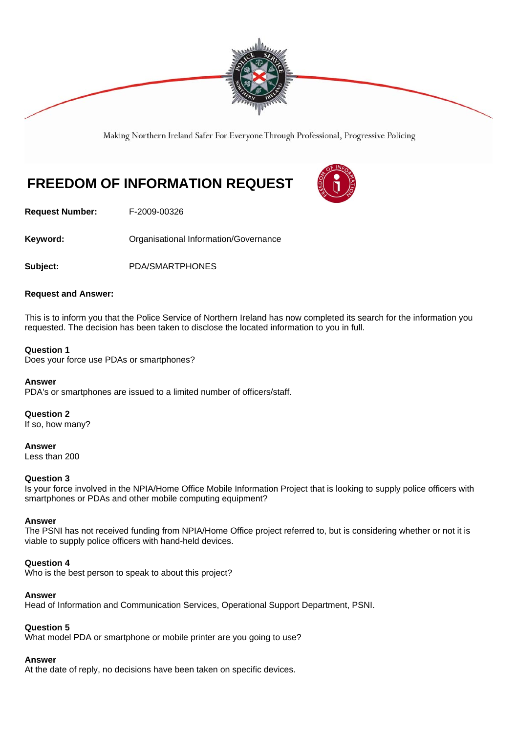Making Northern Ireland Safer For Everyone Through Professional, Progressive Policing

# FREEDOM OF INFORMATION REQUEST

**Request Number:** F-2009-00326

**Keyword:** Organisational Information/Governance

**Subject:** PDA/SMARTPHONES

**Request and Answer:**

This is to inform you that the Police Service of Northern Ireland has now completed its search for the information you requested. The decision has been taken to disclose the located information to you in full.

**Question 1**
Does your force use PDAs or smartphones?

**Answer**
PDA's or smartphones are issued to a limited number of officers/staff.

**Question 2**
If so, how many?

**Answer**
Less than 200

**Question 3**
Is your force involved in the NPIA/Home Office Mobile Information Project that is looking to supply police officers with smartphones or PDAs and other mobile computing equipment?

**Answer**
The PSNI has not received funding from NPIA/Home Office project referred to, but is considering whether or not it is viable to supply police officers with hand-held devices.

**Question 4**
Who is the best person to speak to about this project?

**Answer**
Head of Information and Communication Services, Operational Support Department, PSNI.

**Question 5**
What model PDA or smartphone or mobile printer are you going to use?

**Answer**
At the date of reply, no decisions have been taken on specific devices.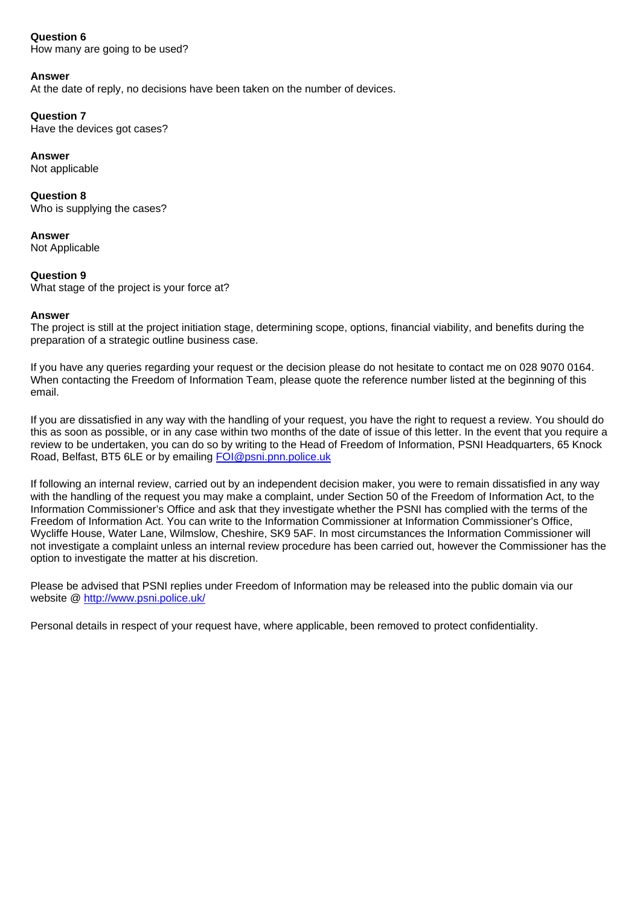**Question 6**
How many are going to be used?

**Answer**
At the date of reply, no decisions have been taken on the number of devices.

**Question 7**
Have the devices got cases?

**Answer**
Not applicable

**Question 8**
Who is supplying the cases?

**Answer**
Not Applicable

**Question 9**
What stage of the project is your force at?

**Answer**
The project is still at the project initiation stage, determining scope, options, financial viability, and benefits during the preparation of a strategic outline business case.

If you have any queries regarding your request or the decision please do not hesitate to contact me on 028 9070 0164. When contacting the Freedom of Information Team, please quote the reference number listed at the beginning of this email.

If you are dissatisfied in any way with the handling of your request, you have the right to request a review. You should do this as soon as possible, or in any case within two months of the date of issue of this letter. In the event that you require a review to be undertaken, you can do so by writing to the Head of Freedom of Information, PSNI Headquarters, 65 Knock Road, Belfast, BT5 6LE or by emailing [FOI@psni.pnn.police.uk](mailto:FOI@psni.pnn.police.uk)

If following an internal review, carried out by an independent decision maker, you were to remain dissatisfied in any way with the handling of the request you may make a complaint, under Section 50 of the Freedom of Information Act, to the Information Commissioner's Office and ask that they investigate whether the PSNI has complied with the terms of the Freedom of Information Act. You can write to the Information Commissioner at Information Commissioner's Office, Wycliffe House, Water Lane, Wilmslow, Cheshire, SK9 5AF. In most circumstances the Information Commissioner will not investigate a complaint unless an internal review procedure has been carried out, however the Commissioner has the option to investigate the matter at his discretion.

Please be advised that PSNI replies under Freedom of Information may be released into the public domain via our website @ [http://www.psni.police.uk/](http://www.psni.police.uk/)

Personal details in respect of your request have, where applicable, been removed to protect confidentiality.